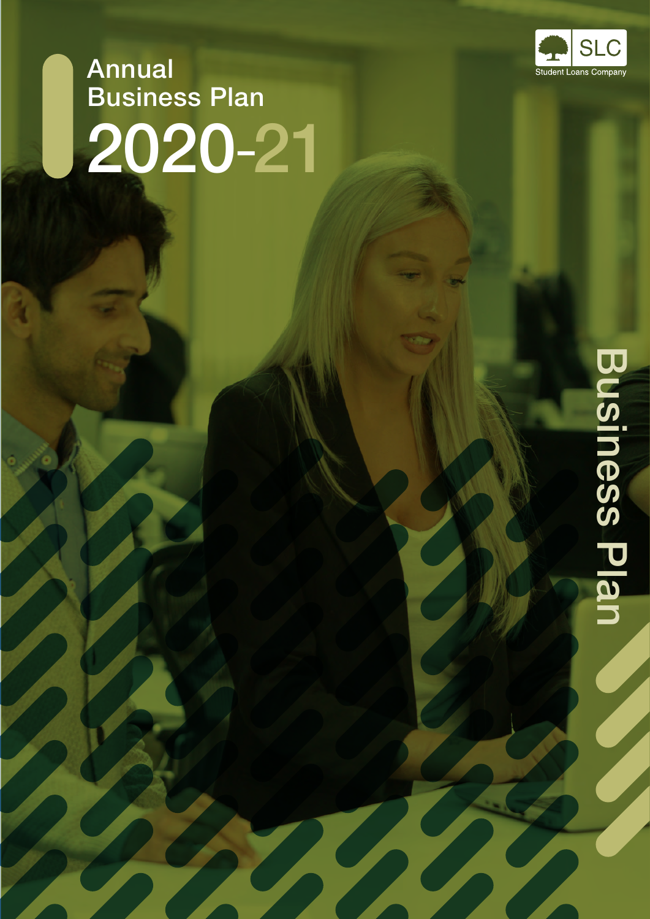# Annual Business Plan 2020-21

SLC
Student Loans Company

Business Plan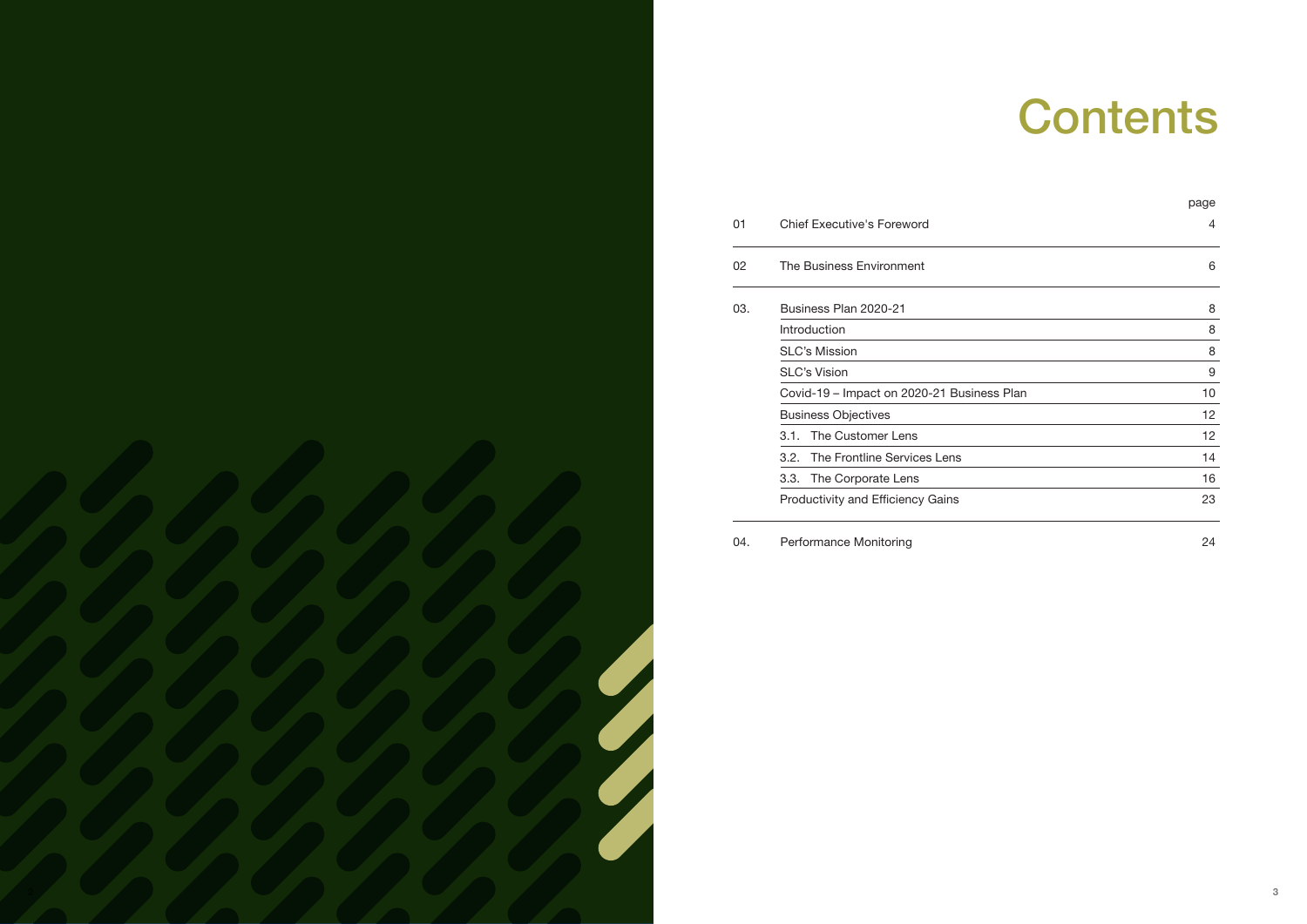# Contents

| | | page |
|---|---|---|
| 01 | Chief Executive's Foreword | 4 |
| 02 | The Business Environment | 6 |
| 03. | Business Plan 2020-21 | 8 |
| | Introduction | 8 |
| | SLC's Mission | 8 |
| | SLC's Vision | 9 |
| | Covid-19 – Impact on 2020-21 Business Plan | 10 |
| | Business Objectives | 12 |
| | 3.1. The Customer Lens | 12 |
| | 3.2. The Frontline Services Lens | 14 |
| | 3.3. The Corporate Lens | 16 |
| | Productivity and Efficiency Gains | 23 |
| 04. | Performance Monitoring | 24 |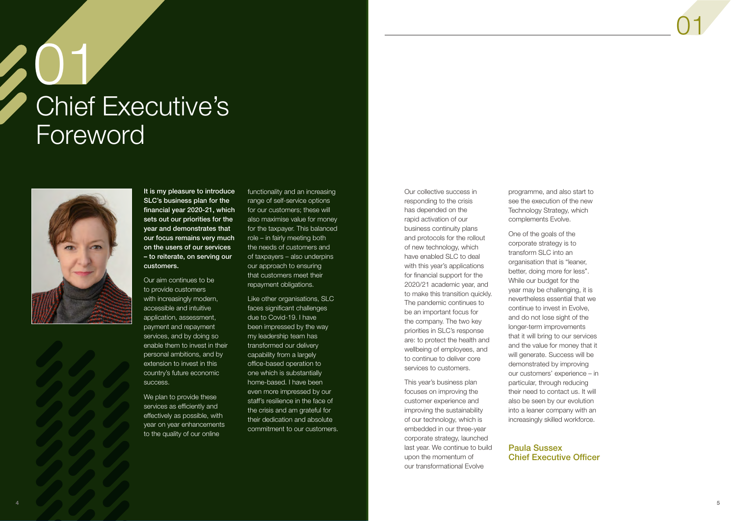# 01 Chief Executive's Foreword

**It is my pleasure to introduce SLC's business plan for the financial year 2020-21, which sets out our priorities for the year and demonstrates that our focus remains very much on the users of our services – to reiterate, on serving our customers.**

Our aim continues to be to provide customers with increasingly modern, accessible and intuitive application, assessment, payment and repayment services, and by doing so enable them to invest in their personal ambitions, and by extension to invest in this country's future economic success.

We plan to provide these services as efficiently and effectively as possible, with year on year enhancements to the quality of our online functionality and an increasing range of self-service options for our customers; these will also maximise value for money for the taxpayer. This balanced role – in fairly meeting both the needs of customers and of taxpayers – also underpins our approach to ensuring that customers meet their repayment obligations.

Like other organisations, SLC faces significant challenges due to Covid-19. I have been impressed by the way my leadership team has transformed our delivery capability from a largely office-based operation to one which is substantially home-based. I have been even more impressed by our staff's resilience in the face of the crisis and am grateful for their dedication and absolute commitment to our customers.

Our collective success in responding to the crisis has depended on the rapid activation of our business continuity plans and protocols for the rollout of new technology, which have enabled SLC to deal with this year's applications for financial support for the 2020/21 academic year, and to make this transition quickly. The pandemic continues to be an important focus for the company. The two key priorities in SLC's response are: to protect the health and wellbeing of employees, and to continue to deliver core services to customers.

This year's business plan focuses on improving the customer experience and improving the sustainability of our technology, which is embedded in our three-year corporate strategy, launched last year. We continue to build upon the momentum of our transformational Evolve programme, and also start to see the execution of the new Technology Strategy, which complements Evolve.

One of the goals of the corporate strategy is to transform SLC into an organisation that is "leaner, better, doing more for less". While our budget for the year may be challenging, it is nevertheless essential that we continue to invest in Evolve, and do not lose sight of the longer-term improvements that it will bring to our services and the value for money that it will generate. Success will be demonstrated by improving our customers' experience – in particular, through reducing their need to contact us. It will also be seen by our evolution into a leaner company with an increasingly skilled workforce.

**Paula Sussex**
**Chief Executive Officer**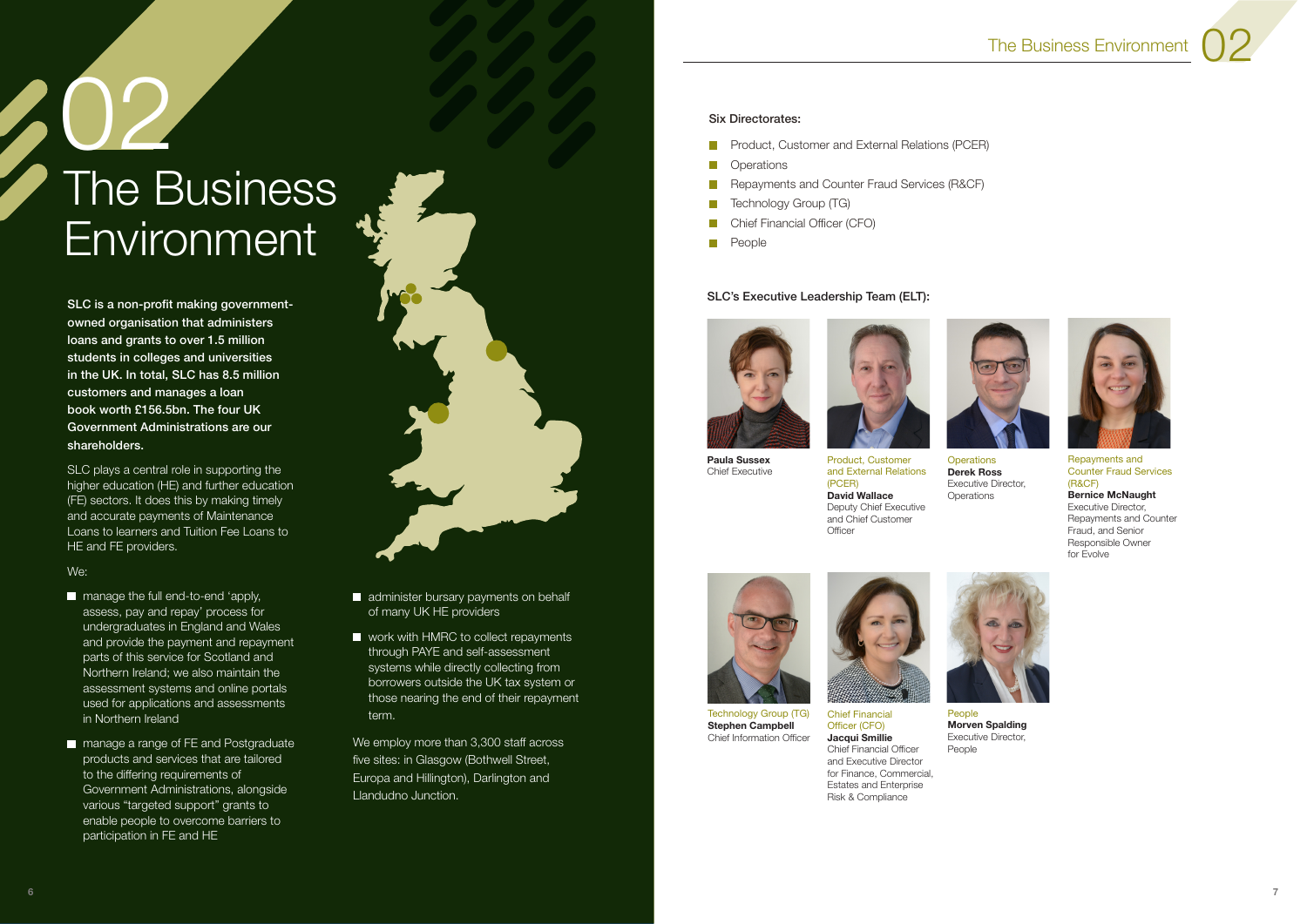# 02 The Business Environment

**SLC is a non-profit making government-owned organisation that administers loans and grants to over 1.5 million students in colleges and universities in the UK. In total, SLC has 8.5 million customers and manages a loan book worth £156.5bn. The four UK Government Administrations are our shareholders.**

SLC plays a central role in supporting the higher education (HE) and further education (FE) sectors. It does this by making timely and accurate payments of Maintenance Loans to learners and Tuition Fee Loans to HE and FE providers.

We:

- manage the full end-to-end 'apply, assess, pay and repay' process for undergraduates in England and Wales and provide the payment and repayment parts of this service for Scotland and Northern Ireland; we also maintain the assessment systems and online portals used for applications and assessments in Northern Ireland
- manage a range of FE and Postgraduate products and services that are tailored to the differing requirements of Government Administrations, alongside various "targeted support" grants to enable people to overcome barriers to participation in FE and HE
- administer bursary payments on behalf of many UK HE providers
- work with HMRC to collect repayments through PAYE and self-assessment systems while directly collecting from borrowers outside the UK tax system or those nearing the end of their repayment term.

We employ more than 3,300 staff across five sites: in Glasgow (Bothwell Street, Europa and Hillington), Darlington and Llandudno Junction.

**Six Directorates:**

- Product, Customer and External Relations (PCER)
- Operations
- Repayments and Counter Fraud Services (R&CF)
- Technology Group (TG)
- Chief Financial Officer (CFO)
- People

**SLC's Executive Leadership Team (ELT):**

**Paula Sussex**
Chief Executive

Product, Customer and External Relations (PCER)
**David Wallace**
Deputy Chief Executive and Chief Customer Officer

Operations
**Derek Ross**
Executive Director, Operations

Repayments and Counter Fraud Services (R&CF)
**Bernice McNaught**
Executive Director, Repayments and Counter Fraud, and Senior Responsible Owner for Evolve

Technology Group (TG)
**Stephen Campbell**
Chief Information Officer

Chief Financial Officer (CFO)
**Jacqui Smillie**
Chief Financial Officer and Executive Director for Finance, Commercial, Estates and Enterprise Risk & Compliance

People
**Morven Spalding**
Executive Director, People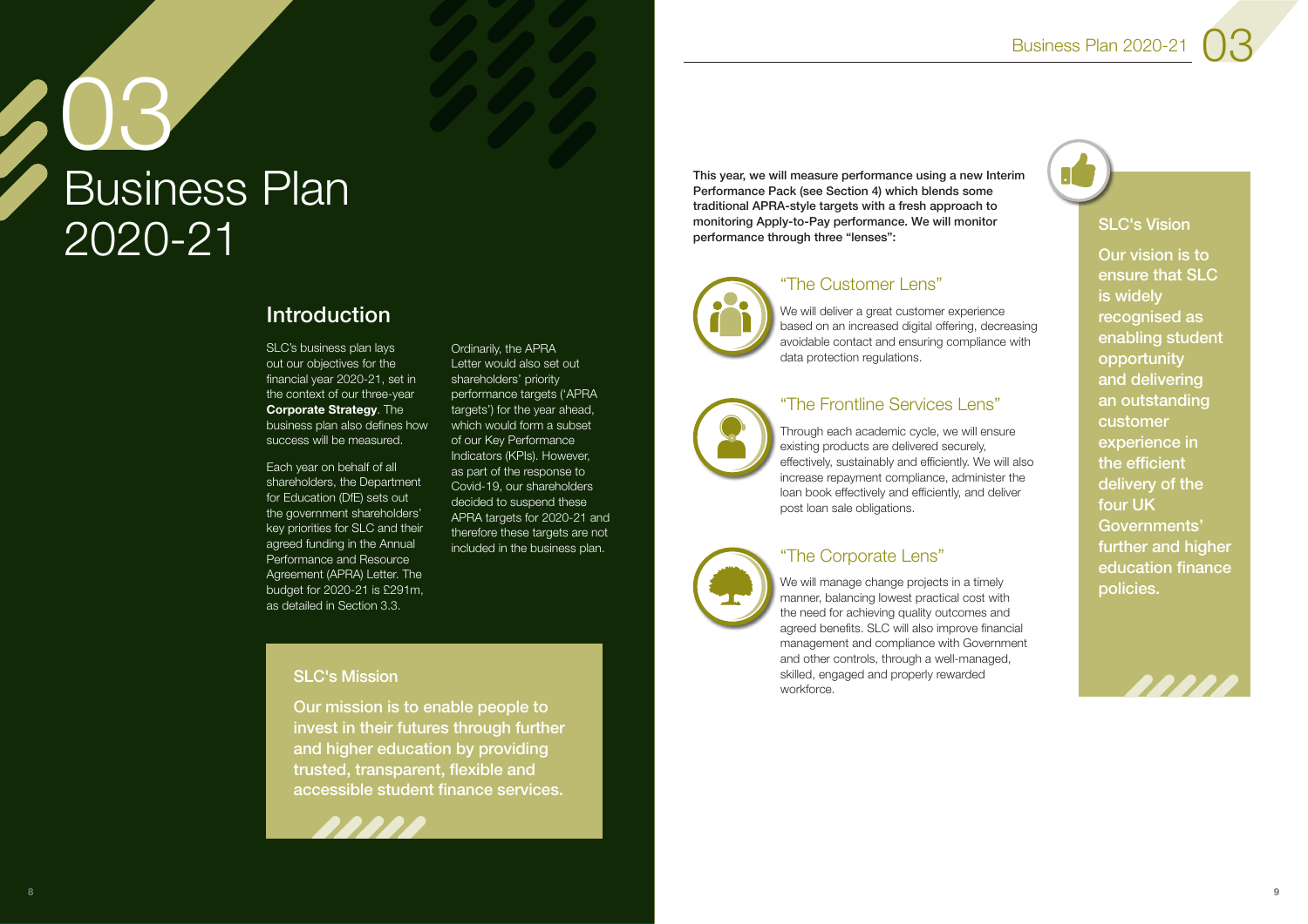# 03 Business Plan 2020-21

## Introduction

SLC's business plan lays out our objectives for the financial year 2020-21, set in the context of our three-year **Corporate Strategy**. The business plan also defines how success will be measured.

Each year on behalf of all shareholders, the Department for Education (DfE) sets out the government shareholders' key priorities for SLC and their agreed funding in the Annual Performance and Resource Agreement (APRA) Letter. The budget for 2020-21 is £291m, as detailed in Section 3.3.

Ordinarily, the APRA Letter would also set out shareholders' priority performance targets ('APRA targets') for the year ahead, which would form a subset of our Key Performance Indicators (KPIs). However, as part of the response to Covid-19, our shareholders decided to suspend these APRA targets for 2020-21 and therefore these targets are not included in the business plan.

### SLC's Mission

Our mission is to enable people to invest in their futures through further and higher education by providing trusted, transparent, flexible and accessible student finance services.

**This year, we will measure performance using a new Interim Performance Pack (see Section 4) which blends some traditional APRA-style targets with a fresh approach to monitoring Apply-to-Pay performance. We will monitor performance through three "lenses":**

### "The Customer Lens"

We will deliver a great customer experience based on an increased digital offering, decreasing avoidable contact and ensuring compliance with data protection regulations.

### "The Frontline Services Lens"

Through each academic cycle, we will ensure existing products are delivered securely, effectively, sustainably and efficiently. We will also increase repayment compliance, administer the loan book effectively and efficiently, and deliver post loan sale obligations.

### "The Corporate Lens"

We will manage change projects in a timely manner, balancing lowest practical cost with the need for achieving quality outcomes and agreed benefits. SLC will also improve financial management and compliance with Government and other controls, through a well-managed, skilled, engaged and properly rewarded workforce.

### SLC's Vision

Our vision is to ensure that SLC is widely recognised as enabling student opportunity and delivering an outstanding customer experience in the efficient delivery of the four UK Governments' further and higher education finance policies.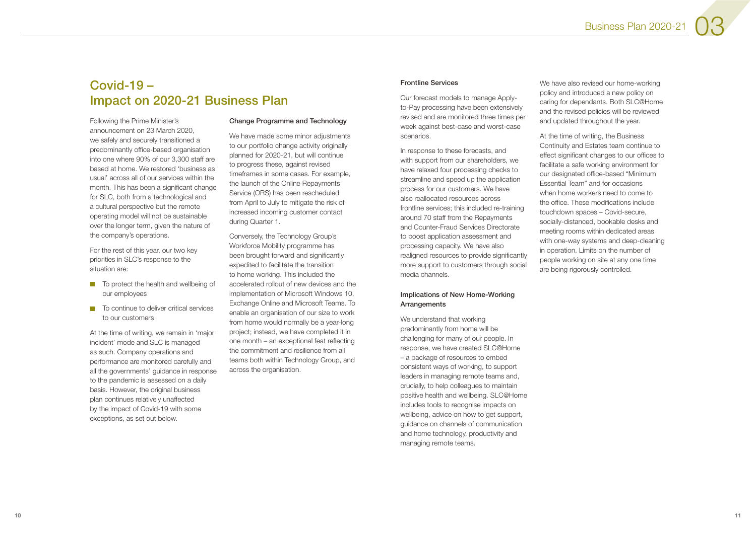## Covid-19 – Impact on 2020-21 Business Plan

Following the Prime Minister's announcement on 23 March 2020, we safely and securely transitioned a predominantly office-based organisation into one where 90% of our 3,300 staff are based at home. We restored 'business as usual' across all of our services within the month. This has been a significant change for SLC, both from a technological and a cultural perspective but the remote operating model will not be sustainable over the longer term, given the nature of the company's operations.

For the rest of this year, our two key priorities in SLC's response to the situation are:

- To protect the health and wellbeing of our employees
- To continue to deliver critical services to our customers

At the time of writing, we remain in 'major incident' mode and SLC is managed as such. Company operations and performance are monitored carefully and all the governments' guidance in response to the pandemic is assessed on a daily basis. However, the original business plan continues relatively unaffected by the impact of Covid-19 with some exceptions, as set out below.

### Change Programme and Technology

We have made some minor adjustments to our portfolio change activity originally planned for 2020-21, but will continue to progress these, against revised timeframes in some cases. For example, the launch of the Online Repayments Service (ORS) has been rescheduled from April to July to mitigate the risk of increased incoming customer contact during Quarter 1.

Conversely, the Technology Group's Workforce Mobility programme has been brought forward and significantly expedited to facilitate the transition to home working. This included the accelerated rollout of new devices and the implementation of Microsoft Windows 10, Exchange Online and Microsoft Teams. To enable an organisation of our size to work from home would normally be a year-long project; instead, we have completed it in one month – an exceptional feat reflecting the commitment and resilience from all teams both within Technology Group, and across the organisation.

### Frontline Services

Our forecast models to manage Apply-to-Pay processing have been extensively revised and are monitored three times per week against best-case and worst-case scenarios.

In response to these forecasts, and with support from our shareholders, we have relaxed four processing checks to streamline and speed up the application process for our customers. We have also reallocated resources across frontline services; this included re-training around 70 staff from the Repayments and Counter-Fraud Services Directorate to boost application assessment and processing capacity. We have also realigned resources to provide significantly more support to customers through social media channels.

### Implications of New Home-Working Arrangements

We understand that working predominantly from home will be challenging for many of our people. In response, we have created SLC@Home – a package of resources to embed consistent ways of working, to support leaders in managing remote teams and, crucially, to help colleagues to maintain positive health and wellbeing. SLC@Home includes tools to recognise impacts on wellbeing, advice on how to get support, guidance on channels of communication and home technology, productivity and managing remote teams.

We have also revised our home-working policy and introduced a new policy on caring for dependants. Both SLC@Home and the revised policies will be reviewed and updated throughout the year.

At the time of writing, the Business Continuity and Estates team continue to effect significant changes to our offices to facilitate a safe working environment for our designated office-based "Minimum Essential Team" and for occasions when home workers need to come to the office. These modifications include touchdown spaces – Covid-secure, socially-distanced, bookable desks and meeting rooms within dedicated areas with one-way systems and deep-cleaning in operation. Limits on the number of people working on site at any one time are being rigorously controlled.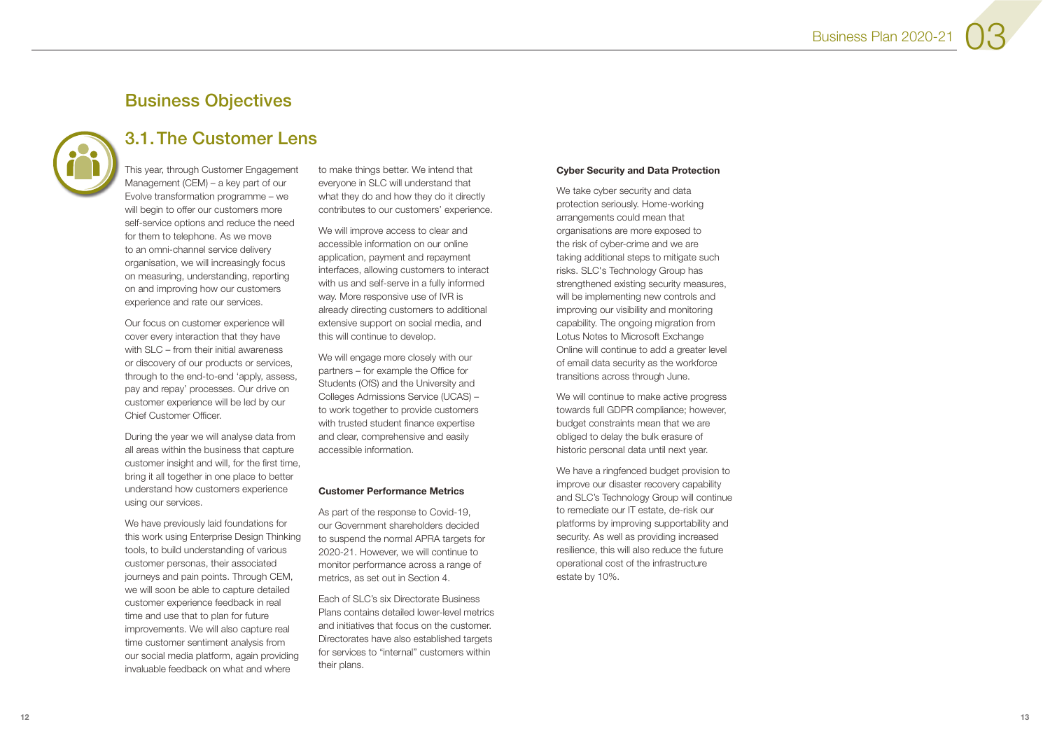# Business Objectives

## 3.1. The Customer Lens

This year, through Customer Engagement Management (CEM) – a key part of our Evolve transformation programme – we will begin to offer our customers more self-service options and reduce the need for them to telephone. As we move to an omni-channel service delivery organisation, we will increasingly focus on measuring, understanding, reporting on and improving how our customers experience and rate our services.

Our focus on customer experience will cover every interaction that they have with SLC – from their initial awareness or discovery of our products or services, through to the end-to-end 'apply, assess, pay and repay' processes. Our drive on customer experience will be led by our Chief Customer Officer.

During the year we will analyse data from all areas within the business that capture customer insight and will, for the first time, bring it all together in one place to better understand how customers experience using our services.

We have previously laid foundations for this work using Enterprise Design Thinking tools, to build understanding of various customer personas, their associated journeys and pain points. Through CEM, we will soon be able to capture detailed customer experience feedback in real time and use that to plan for future improvements. We will also capture real time customer sentiment analysis from our social media platform, again providing invaluable feedback on what and where to make things better. We intend that everyone in SLC will understand that what they do and how they do it directly contributes to our customers' experience.

We will improve access to clear and accessible information on our online application, payment and repayment interfaces, allowing customers to interact with us and self-serve in a fully informed way. More responsive use of IVR is already directing customers to additional extensive support on social media, and this will continue to develop.

We will engage more closely with our partners – for example the Office for Students (OfS) and the University and Colleges Admissions Service (UCAS) – to work together to provide customers with trusted student finance expertise and clear, comprehensive and easily accessible information.

### Customer Performance Metrics

As part of the response to Covid-19, our Government shareholders decided to suspend the normal APRA targets for 2020-21. However, we will continue to monitor performance across a range of metrics, as set out in Section 4.

Each of SLC's six Directorate Business Plans contains detailed lower-level metrics and initiatives that focus on the customer. Directorates have also established targets for services to "internal" customers within their plans.

### Cyber Security and Data Protection

We take cyber security and data protection seriously. Home-working arrangements could mean that organisations are more exposed to the risk of cyber-crime and we are taking additional steps to mitigate such risks. SLC's Technology Group has strengthened existing security measures, will be implementing new controls and improving our visibility and monitoring capability. The ongoing migration from Lotus Notes to Microsoft Exchange Online will continue to add a greater level of email data security as the workforce transitions across through June.

We will continue to make active progress towards full GDPR compliance; however, budget constraints mean that we are obliged to delay the bulk erasure of historic personal data until next year.

We have a ringfenced budget provision to improve our disaster recovery capability and SLC's Technology Group will continue to remediate our IT estate, de-risk our platforms by improving supportability and security. As well as providing increased resilience, this will also reduce the future operational cost of the infrastructure estate by 10%.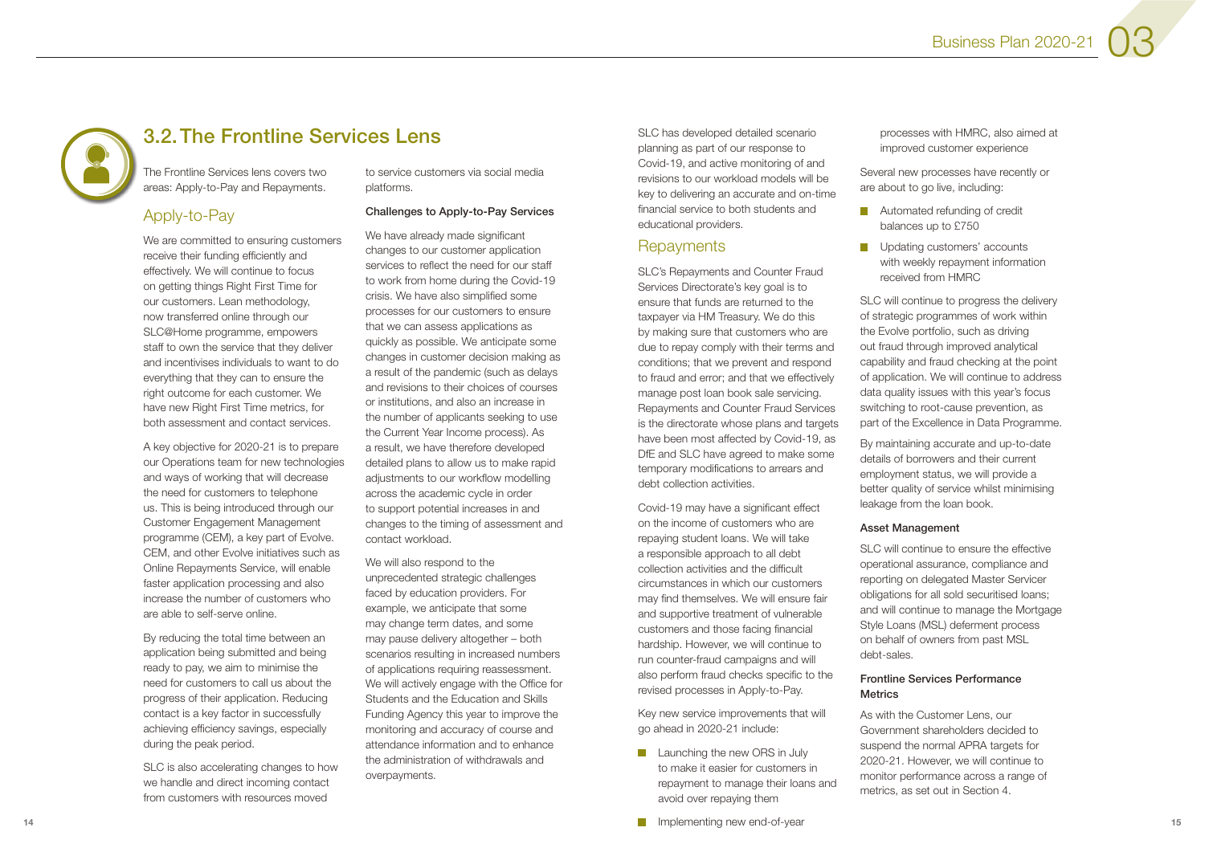## 3.2. The Frontline Services Lens

The Frontline Services lens covers two areas: Apply-to-Pay and Repayments.

### Apply-to-Pay

We are committed to ensuring customers receive their funding efficiently and effectively. We will continue to focus on getting things Right First Time for our customers. Lean methodology, now transferred online through our SLC@Home programme, empowers staff to own the service that they deliver and incentivises individuals to want to do everything that they can to ensure the right outcome for each customer. We have new Right First Time metrics, for both assessment and contact services.

A key objective for 2020-21 is to prepare our Operations team for new technologies and ways of working that will decrease the need for customers to telephone us. This is being introduced through our Customer Engagement Management programme (CEM), a key part of Evolve. CEM, and other Evolve initiatives such as Online Repayments Service, will enable faster application processing and also increase the number of customers who are able to self-serve online.

By reducing the total time between an application being submitted and being ready to pay, we aim to minimise the need for customers to call us about the progress of their application. Reducing contact is a key factor in successfully achieving efficiency savings, especially during the peak period.

SLC is also accelerating changes to how we handle and direct incoming contact from customers with resources moved to service customers via social media platforms.

#### Challenges to Apply-to-Pay Services

We have already made significant changes to our customer application services to reflect the need for our staff to work from home during the Covid-19 crisis. We have also simplified some processes for our customers to ensure that we can assess applications as quickly as possible. We anticipate some changes in customer decision making as a result of the pandemic (such as delays and revisions to their choices of courses or institutions, and also an increase in the number of applicants seeking to use the Current Year Income process). As a result, we have therefore developed detailed plans to allow us to make rapid adjustments to our workflow modelling across the academic cycle in order to support potential increases in and changes to the timing of assessment and contact workload.

We will also respond to the unprecedented strategic challenges faced by education providers. For example, we anticipate that some may change term dates, and some may pause delivery altogether – both scenarios resulting in increased numbers of applications requiring reassessment. We will actively engage with the Office for Students and the Education and Skills Funding Agency this year to improve the monitoring and accuracy of course and attendance information and to enhance the administration of withdrawals and overpayments.

SLC has developed detailed scenario planning as part of our response to Covid-19, and active monitoring of and revisions to our workload models will be key to delivering an accurate and on-time financial service to both students and educational providers.

### Repayments

SLC's Repayments and Counter Fraud Services Directorate's key goal is to ensure that funds are returned to the taxpayer via HM Treasury. We do this by making sure that customers who are due to repay comply with their terms and conditions; that we prevent and respond to fraud and error; and that we effectively manage post loan book sale servicing. Repayments and Counter Fraud Services is the directorate whose plans and targets have been most affected by Covid-19, as DfE and SLC have agreed to make some temporary modifications to arrears and debt collection activities.

Covid-19 may have a significant effect on the income of customers who are repaying student loans. We will take a responsible approach to all debt collection activities and the difficult circumstances in which our customers may find themselves. We will ensure fair and supportive treatment of vulnerable customers and those facing financial hardship. However, we will continue to run counter-fraud campaigns and will also perform fraud checks specific to the revised processes in Apply-to-Pay.

Key new service improvements that will go ahead in 2020-21 include:

- Launching the new ORS in July to make it easier for customers in repayment to manage their loans and avoid over repaying them
- Implementing new end-of-year processes with HMRC, also aimed at improved customer experience

Several new processes have recently or are about to go live, including:

- Automated refunding of credit balances up to £750
- Updating customers' accounts with weekly repayment information received from HMRC

SLC will continue to progress the delivery of strategic programmes of work within the Evolve portfolio, such as driving out fraud through improved analytical capability and fraud checking at the point of application. We will continue to address data quality issues with this year's focus switching to root-cause prevention, as part of the Excellence in Data Programme.

By maintaining accurate and up-to-date details of borrowers and their current employment status, we will provide a better quality of service whilst minimising leakage from the loan book.

#### Asset Management

SLC will continue to ensure the effective operational assurance, compliance and reporting on delegated Master Servicer obligations for all sold securitised loans; and will continue to manage the Mortgage Style Loans (MSL) deferment process on behalf of owners from past MSL debt-sales.

#### Frontline Services Performance Metrics

As with the Customer Lens, our Government shareholders decided to suspend the normal APRA targets for 2020-21. However, we will continue to monitor performance across a range of metrics, as set out in Section 4.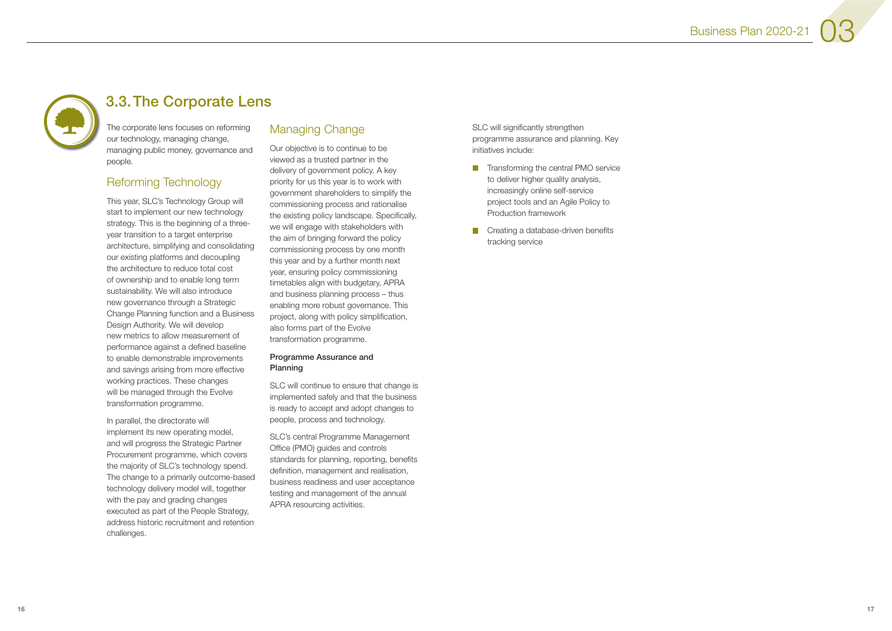## 3.3. The Corporate Lens

The corporate lens focuses on reforming our technology, managing change, managing public money, governance and people.

### Reforming Technology

This year, SLC's Technology Group will start to implement our new technology strategy. This is the beginning of a three-year transition to a target enterprise architecture, simplifying and consolidating our existing platforms and decoupling the architecture to reduce total cost of ownership and to enable long term sustainability. We will also introduce new governance through a Strategic Change Planning function and a Business Design Authority. We will develop new metrics to allow measurement of performance against a defined baseline to enable demonstrable improvements and savings arising from more effective working practices. These changes will be managed through the Evolve transformation programme.

In parallel, the directorate will implement its new operating model, and will progress the Strategic Partner Procurement programme, which covers the majority of SLC's technology spend. The change to a primarily outcome-based technology delivery model will, together with the pay and grading changes executed as part of the People Strategy, address historic recruitment and retention challenges.

### Managing Change

Our objective is to continue to be viewed as a trusted partner in the delivery of government policy. A key priority for us this year is to work with government shareholders to simplify the commissioning process and rationalise the existing policy landscape. Specifically, we will engage with stakeholders with the aim of bringing forward the policy commissioning process by one month this year and by a further month next year, ensuring policy commissioning timetables align with budgetary, APRA and business planning process – thus enabling more robust governance. This project, along with policy simplification, also forms part of the Evolve transformation programme.

#### Programme Assurance and Planning

SLC will continue to ensure that change is implemented safely and that the business is ready to accept and adopt changes to people, process and technology.

SLC's central Programme Management Office (PMO) guides and controls standards for planning, reporting, benefits definition, management and realisation, business readiness and user acceptance testing and management of the annual APRA resourcing activities.

SLC will significantly strengthen programme assurance and planning. Key initiatives include:

- Transforming the central PMO service to deliver higher quality analysis, increasingly online self-service project tools and an Agile Policy to Production framework
- Creating a database-driven benefits tracking service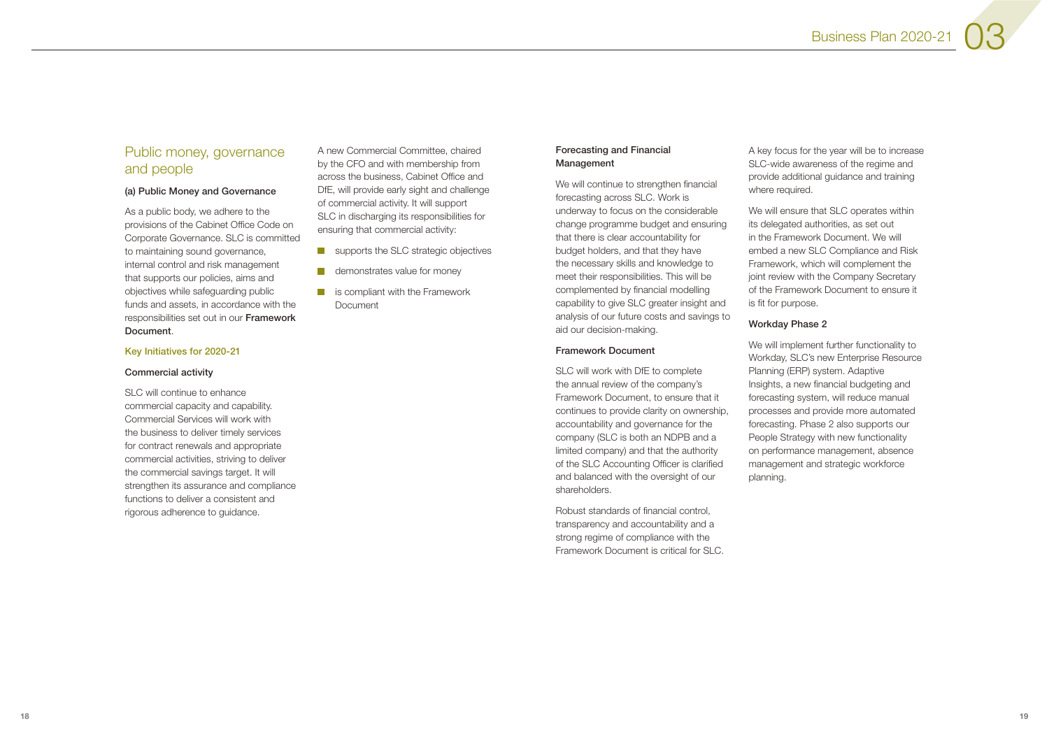## Public money, governance and people

### (a) Public Money and Governance

As a public body, we adhere to the provisions of the Cabinet Office Code on Corporate Governance. SLC is committed to maintaining sound governance, internal control and risk management that supports our policies, aims and objectives while safeguarding public funds and assets, in accordance with the responsibilities set out in our **Framework Document**.

#### Key Initiatives for 2020-21

**Commercial activity**

SLC will continue to enhance commercial capacity and capability. Commercial Services will work with the business to deliver timely services for contract renewals and appropriate commercial activities, striving to deliver the commercial savings target. It will strengthen its assurance and compliance functions to deliver a consistent and rigorous adherence to guidance.

A new Commercial Committee, chaired by the CFO and with membership from across the business, Cabinet Office and DfE, will provide early sight and challenge of commercial activity. It will support SLC in discharging its responsibilities for ensuring that commercial activity:

- supports the SLC strategic objectives
- demonstrates value for money
- is compliant with the Framework Document

**Forecasting and Financial Management**

We will continue to strengthen financial forecasting across SLC. Work is underway to focus on the considerable change programme budget and ensuring that there is clear accountability for budget holders, and that they have the necessary skills and knowledge to meet their responsibilities. This will be complemented by financial modelling capability to give SLC greater insight and analysis of our future costs and savings to aid our decision-making.

**Framework Document**

SLC will work with DfE to complete the annual review of the company's Framework Document, to ensure that it continues to provide clarity on ownership, accountability and governance for the company (SLC is both an NDPB and a limited company) and that the authority of the SLC Accounting Officer is clarified and balanced with the oversight of our shareholders.

Robust standards of financial control, transparency and accountability and a strong regime of compliance with the Framework Document is critical for SLC.

A key focus for the year will be to increase SLC-wide awareness of the regime and provide additional guidance and training where required.

We will ensure that SLC operates within its delegated authorities, as set out in the Framework Document. We will embed a new SLC Compliance and Risk Framework, which will complement the joint review with the Company Secretary of the Framework Document to ensure it is fit for purpose.

**Workday Phase 2**

We will implement further functionality to Workday, SLC's new Enterprise Resource Planning (ERP) system. Adaptive Insights, a new financial budgeting and forecasting system, will reduce manual processes and provide more automated forecasting. Phase 2 also supports our People Strategy with new functionality on performance management, absence management and strategic workforce planning.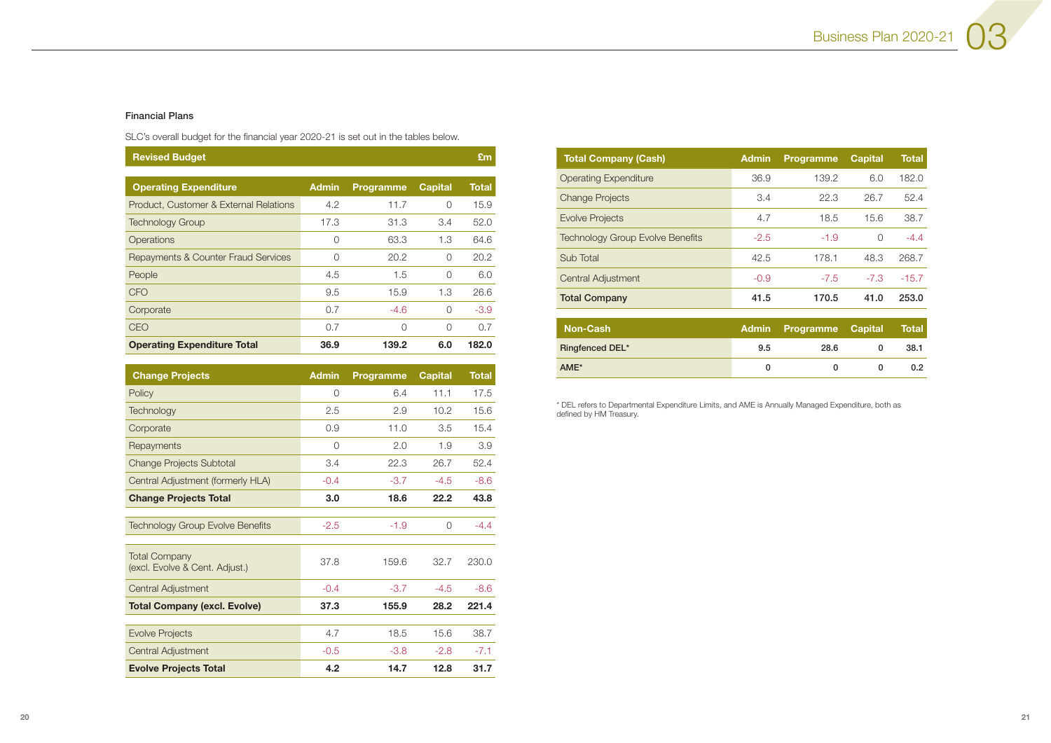### Financial Plans

SLC's overall budget for the financial year 2020-21 is set out in the tables below.

**Revised Budget** £m

| Operating Expenditure | Admin | Programme | Capital | Total |
|---|---|---|---|---|
| Product, Customer & External Relations | 4.2 | 11.7 | 0 | 15.9 |
| Technology Group | 17.3 | 31.3 | 3.4 | 52.0 |
| Operations | 0 | 63.3 | 1.3 | 64.6 |
| Repayments & Counter Fraud Services | 0 | 20.2 | 0 | 20.2 |
| People | 4.5 | 1.5 | 0 | 6.0 |
| CFO | 9.5 | 15.9 | 1.3 | 26.6 |
| Corporate | 0.7 | -4.6 | 0 | -3.9 |
| CEO | 0.7 | 0 | 0 | 0.7 |
| **Operating Expenditure Total** | **36.9** | **139.2** | **6.0** | **182.0** |

| Change Projects | Admin | Programme | Capital | Total |
|---|---|---|---|---|
| Policy | 0 | 6.4 | 11.1 | 17.5 |
| Technology | 2.5 | 2.9 | 10.2 | 15.6 |
| Corporate | 0.9 | 11.0 | 3.5 | 15.4 |
| Repayments | 0 | 2.0 | 1.9 | 3.9 |
| Change Projects Subtotal | 3.4 | 22.3 | 26.7 | 52.4 |
| Central Adjustment (formerly HLA) | -0.4 | -3.7 | -4.5 | -8.6 |
| **Change Projects Total** | **3.0** | **18.6** | **22.2** | **43.8** |
| Technology Group Evolve Benefits | -2.5 | -1.9 | 0 | -4.4 |
| Total Company (excl. Evolve & Cent. Adjust.) | 37.8 | 159.6 | 32.7 | 230.0 |
| Central Adjustment | -0.4 | -3.7 | -4.5 | -8.6 |
| **Total Company (excl. Evolve)** | **37.3** | **155.9** | **28.2** | **221.4** |
| Evolve Projects | 4.7 | 18.5 | 15.6 | 38.7 |
| Central Adjustment | -0.5 | -3.8 | -2.8 | -7.1 |
| **Evolve Projects Total** | **4.2** | **14.7** | **12.8** | **31.7** |

| Total Company (Cash) | Admin | Programme | Capital | Total |
|---|---|---|---|---|
| Operating Expenditure | 36.9 | 139.2 | 6.0 | 182.0 |
| Change Projects | 3.4 | 22.3 | 26.7 | 52.4 |
| Evolve Projects | 4.7 | 18.5 | 15.6 | 38.7 |
| Technology Group Evolve Benefits | -2.5 | -1.9 | 0 | -4.4 |
| Sub Total | 42.5 | 178.1 | 48.3 | 268.7 |
| Central Adjustment | -0.9 | -7.5 | -7.3 | -15.7 |
| **Total Company** | **41.5** | **170.5** | **41.0** | **253.0** |

| Non-Cash | Admin | Programme | Capital | Total |
|---|---|---|---|---|
| Ringfenced DEL* | 9.5 | 28.6 | 0 | 38.1 |
| AME* | 0 | 0 | 0 | 0.2 |

* DEL refers to Departmental Expenditure Limits, and AME is Annually Managed Expenditure, both as defined by HM Treasury.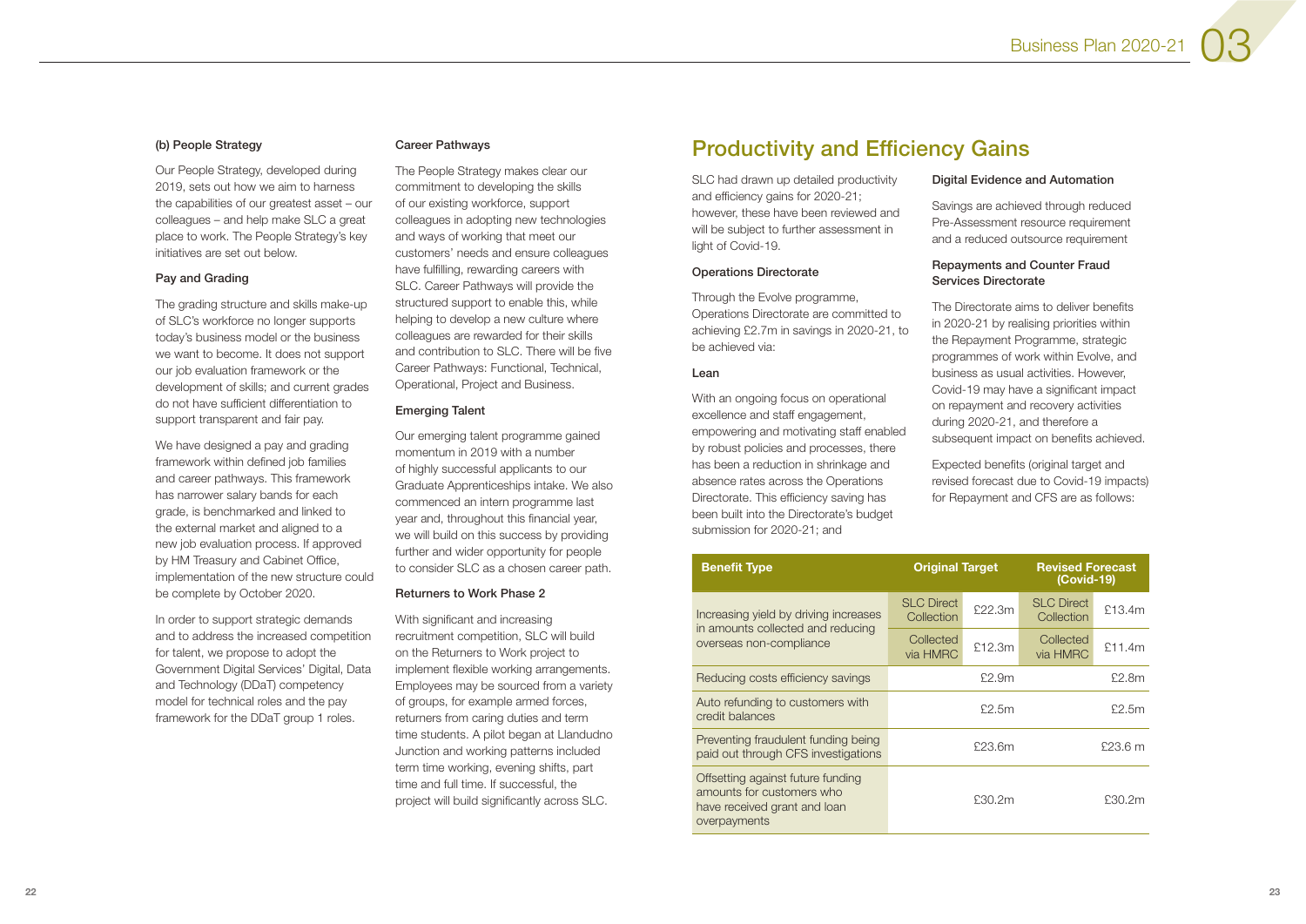### (b) People Strategy

Our People Strategy, developed during 2019, sets out how we aim to harness the capabilities of our greatest asset – our colleagues – and help make SLC a great place to work. The People Strategy's key initiatives are set out below.

#### Pay and Grading

The grading structure and skills make-up of SLC's workforce no longer supports today's business model or the business we want to become. It does not support our job evaluation framework or the development of skills; and current grades do not have sufficient differentiation to support transparent and fair pay.

We have designed a pay and grading framework within defined job families and career pathways. This framework has narrower salary bands for each grade, is benchmarked and linked to the external market and aligned to a new job evaluation process. If approved by HM Treasury and Cabinet Office, implementation of the new structure could be complete by October 2020.

In order to support strategic demands and to address the increased competition for talent, we propose to adopt the Government Digital Services' Digital, Data and Technology (DDaT) competency model for technical roles and the pay framework for the DDaT group 1 roles.

#### Career Pathways

The People Strategy makes clear our commitment to developing the skills of our existing workforce, support colleagues in adopting new technologies and ways of working that meet our customers' needs and ensure colleagues have fulfilling, rewarding careers with SLC. Career Pathways will provide the structured support to enable this, while helping to develop a new culture where colleagues are rewarded for their skills and contribution to SLC. There will be five Career Pathways: Functional, Technical, Operational, Project and Business.

#### Emerging Talent

Our emerging talent programme gained momentum in 2019 with a number of highly successful applicants to our Graduate Apprenticeships intake. We also commenced an intern programme last year and, throughout this financial year, we will build on this success by providing further and wider opportunity for people to consider SLC as a chosen career path.

#### Returners to Work Phase 2

With significant and increasing recruitment competition, SLC will build on the Returners to Work project to implement flexible working arrangements. Employees may be sourced from a variety of groups, for example armed forces, returners from caring duties and term time students. A pilot began at Llandudno Junction and working patterns included term time working, evening shifts, part time and full time. If successful, the project will build significantly across SLC.

## Productivity and Efficiency Gains

SLC had drawn up detailed productivity and efficiency gains for 2020-21; however, these have been reviewed and will be subject to further assessment in light of Covid-19.

#### Operations Directorate

Through the Evolve programme, Operations Directorate are committed to achieving £2.7m in savings in 2020-21, to be achieved via:

#### Lean

With an ongoing focus on operational excellence and staff engagement, empowering and motivating staff enabled by robust policies and processes, there has been a reduction in shrinkage and absence rates across the Operations Directorate. This efficiency saving has been built into the Directorate's budget submission for 2020-21; and

#### Digital Evidence and Automation

Savings are achieved through reduced Pre-Assessment resource requirement and a reduced outsource requirement

#### Repayments and Counter Fraud Services Directorate

The Directorate aims to deliver benefits in 2020-21 by realising priorities within the Repayment Programme, strategic programmes of work within Evolve, and business as usual activities. However, Covid-19 may have a significant impact on repayment and recovery activities during 2020-21, and therefore a subsequent impact on benefits achieved.

Expected benefits (original target and revised forecast due to Covid-19 impacts) for Repayment and CFS are as follows:

| Benefit Type | Original Target | | Revised Forecast (Covid-19) | |
|---|---|---|---|---|
| Increasing yield by driving increases in amounts collected and reducing overseas non-compliance | SLC Direct Collection | £22.3m | SLC Direct Collection | £13.4m |
| | Collected via HMRC | £12.3m | Collected via HMRC | £11.4m |
| Reducing costs efficiency savings | | £2.9m | | £2.8m |
| Auto refunding to customers with credit balances | | £2.5m | | £2.5m |
| Preventing fraudulent funding being paid out through CFS investigations | | £23.6m | | £23.6 m |
| Offsetting against future funding amounts for customers who have received grant and loan overpayments | | £30.2m | | £30.2m |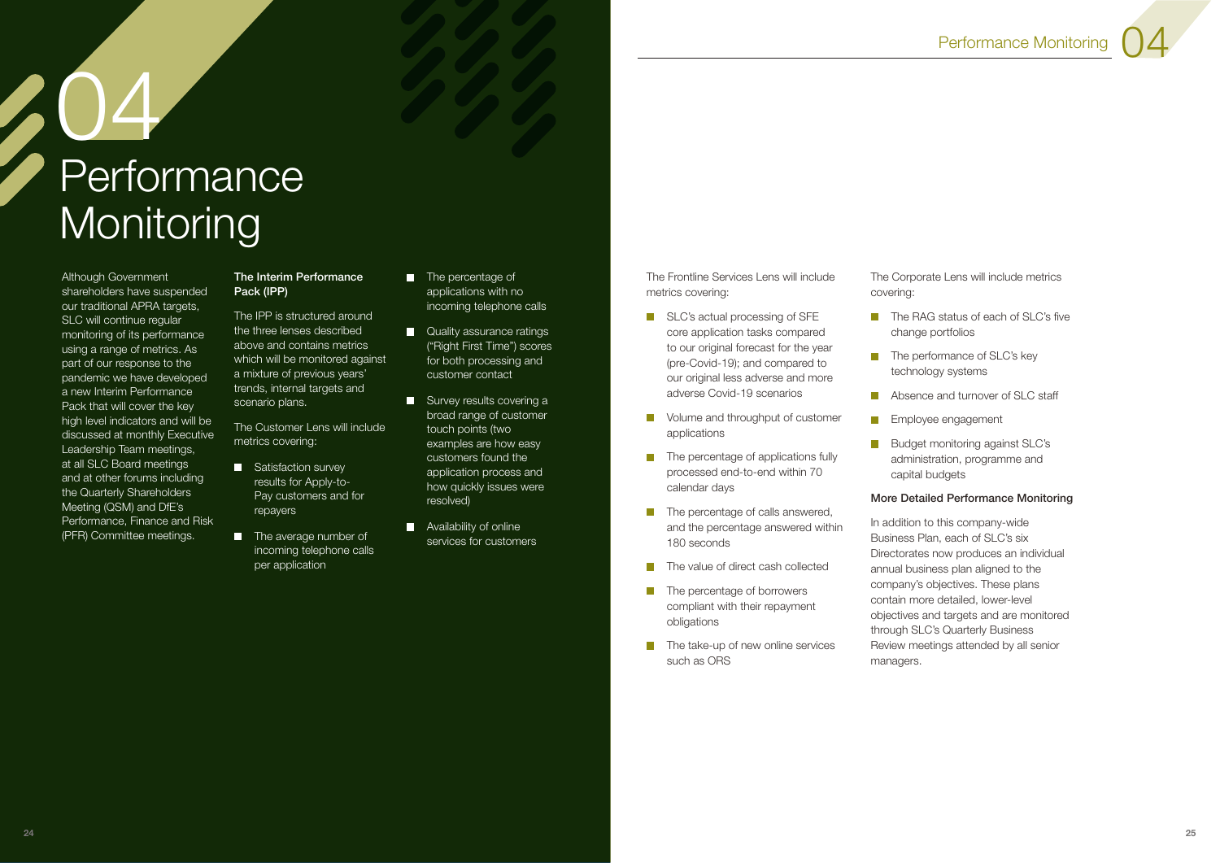# 04 Performance Monitoring

Although Government shareholders have suspended our traditional APRA targets, SLC will continue regular monitoring of its performance using a range of metrics. As part of our response to the pandemic we have developed a new Interim Performance Pack that will cover the key high level indicators and will be discussed at monthly Executive Leadership Team meetings, at all SLC Board meetings and at other forums including the Quarterly Shareholders Meeting (QSM) and DfE's Performance, Finance and Risk (PFR) Committee meetings.

### The Interim Performance Pack (IPP)

The IPP is structured around the three lenses described above and contains metrics which will be monitored against a mixture of previous years' trends, internal targets and scenario plans.

The Customer Lens will include metrics covering:

- Satisfaction survey results for Apply-to-Pay customers and for repayers
- The average number of incoming telephone calls per application
- The percentage of applications with no incoming telephone calls
- Quality assurance ratings ("Right First Time") scores for both processing and customer contact
- Survey results covering a broad range of customer touch points (two examples are how easy customers found the application process and how quickly issues were resolved)
- Availability of online services for customers

The Frontline Services Lens will include metrics covering:

- SLC's actual processing of SFE core application tasks compared to our original forecast for the year (pre-Covid-19); and compared to our original less adverse and more adverse Covid-19 scenarios
- Volume and throughput of customer applications
- The percentage of applications fully processed end-to-end within 70 calendar days
- The percentage of calls answered, and the percentage answered within 180 seconds
- The value of direct cash collected
- The percentage of borrowers compliant with their repayment obligations
- The take-up of new online services such as ORS

The Corporate Lens will include metrics covering:

- The RAG status of each of SLC's five change portfolios
- The performance of SLC's key technology systems
- Absence and turnover of SLC staff
- Employee engagement
- Budget monitoring against SLC's administration, programme and capital budgets

### More Detailed Performance Monitoring

In addition to this company-wide Business Plan, each of SLC's six Directorates now produces an individual annual business plan aligned to the company's objectives. These plans contain more detailed, lower-level objectives and targets and are monitored through SLC's Quarterly Business Review meetings attended by all senior managers.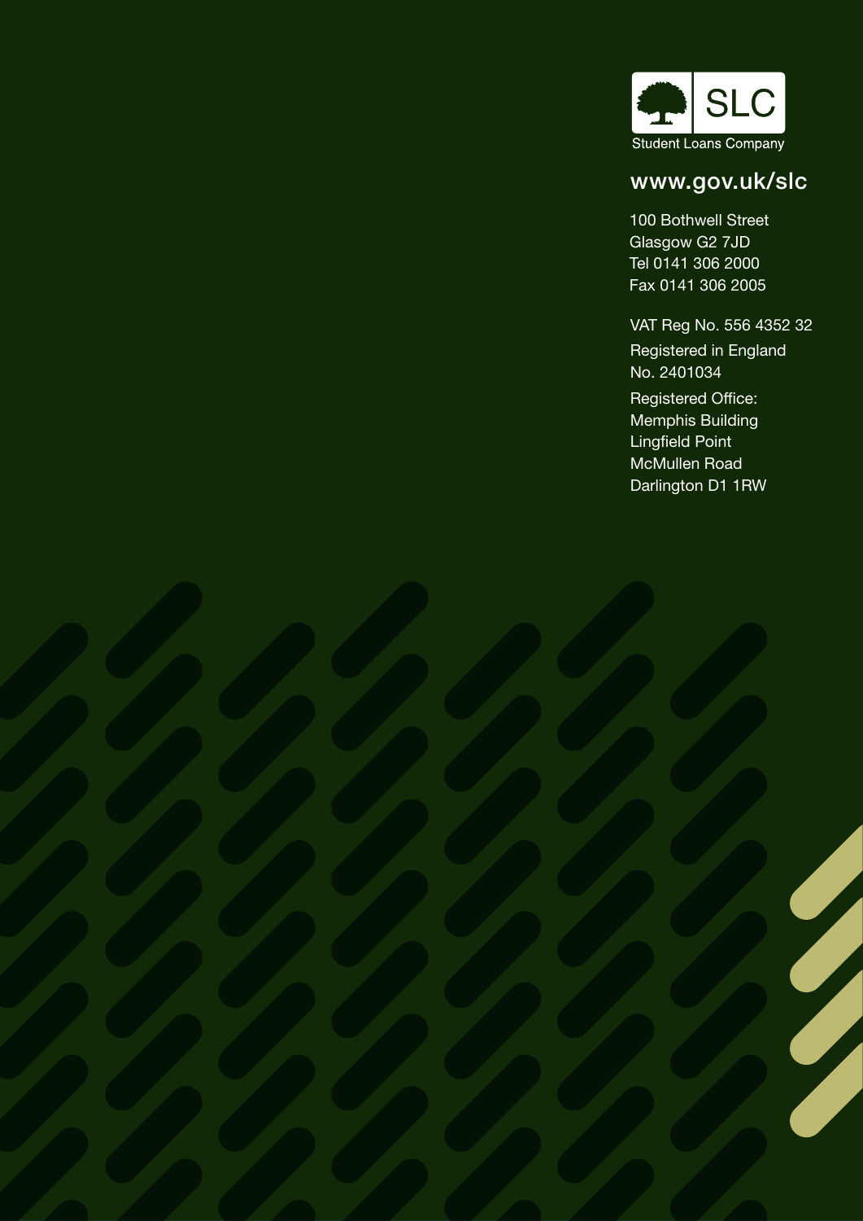SLC

Student Loans Company

www.gov.uk/slc

100 Bothwell Street
Glasgow G2 7JD
Tel 0141 306 2000
Fax 0141 306 2005

VAT Reg No. 556 4352 32

Registered in England
No. 2401034

Registered Office:
Memphis Building
Lingfield Point
McMullen Road
Darlington D1 1RW